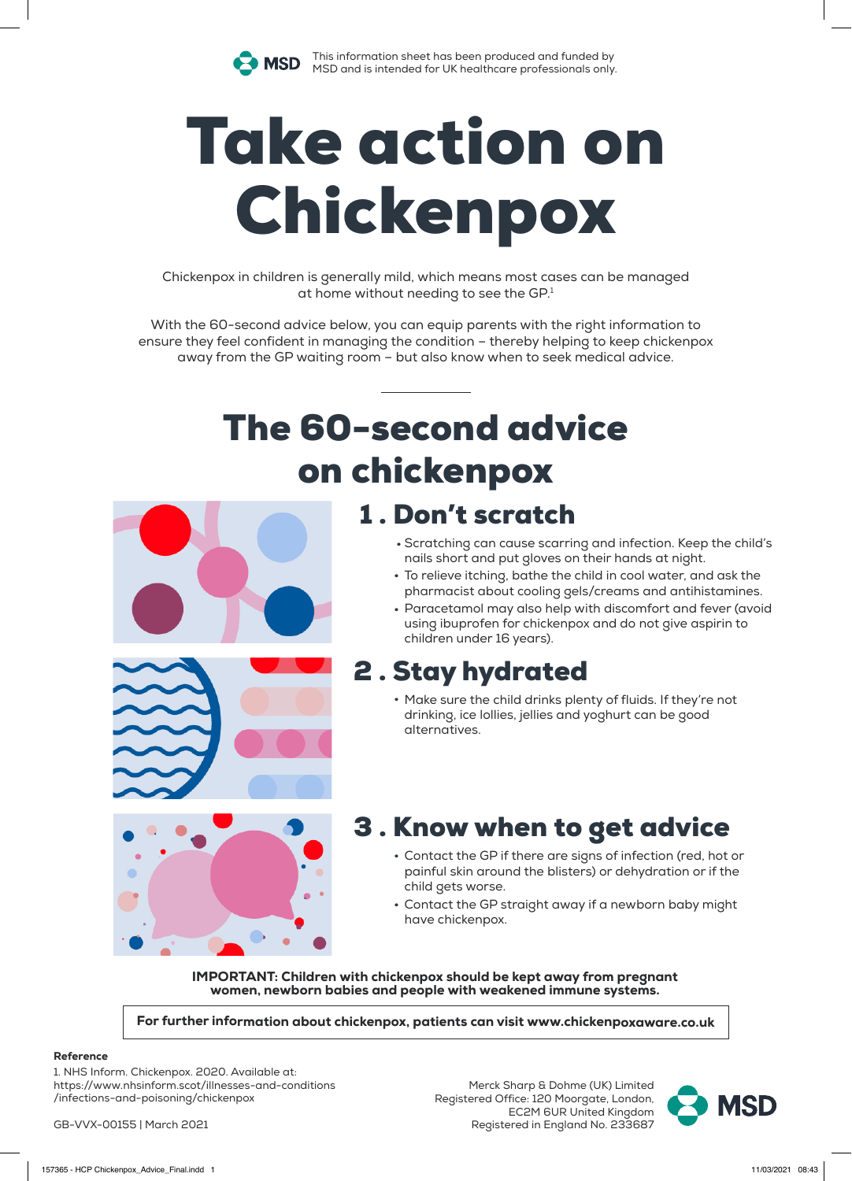MSD — This information sheet has been produced and funded by MSD and is intended for UK healthcare professionals only.

# Take action on Chickenpox

Chickenpox in children is generally mild, which means most cases can be managed at home without needing to see the GP.[1]

With the 60-second advice below, you can equip parents with the right information to ensure they feel confident in managing the condition – thereby helping to keep chickenpox away from the GP waiting room – but also know when to seek medical advice.

## The 60-second advice on chickenpox

### 1 . Don't scratch

- Scratching can cause scarring and infection. Keep the child's nails short and put gloves on their hands at night.
- To relieve itching, bathe the child in cool water, and ask the pharmacist about cooling gels/creams and antihistamines.
- Paracetamol may also help with discomfort and fever (avoid using ibuprofen for chickenpox and do not give aspirin to children under 16 years).

### 2 . Stay hydrated

- Make sure the child drinks plenty of fluids. If they're not drinking, ice lollies, jellies and yoghurt can be good alternatives.

### 3 . Know when to get advice

- Contact the GP if there are signs of infection (red, hot or painful skin around the blisters) or dehydration or if the child gets worse.
- Contact the GP straight away if a newborn baby might have chickenpox.

**IMPORTANT: Children with chickenpox should be kept away from pregnant women, newborn babies and people with weakened immune systems.**

**For further information about chickenpox, patients can visit www.chickenpoxaware.co.uk**

**Reference**

1. NHS Inform. Chickenpox. 2020. Available at: https://www.nhsinform.scot/illnesses-and-conditions/infections-and-poisoning/chickenpox

GB-VVX-00155 | March 2021

Merck Sharp & Dohme (UK) Limited
Registered Office: 120 Moorgate, London, EC2M 6UR United Kingdom
Registered in England No. 233687

MSD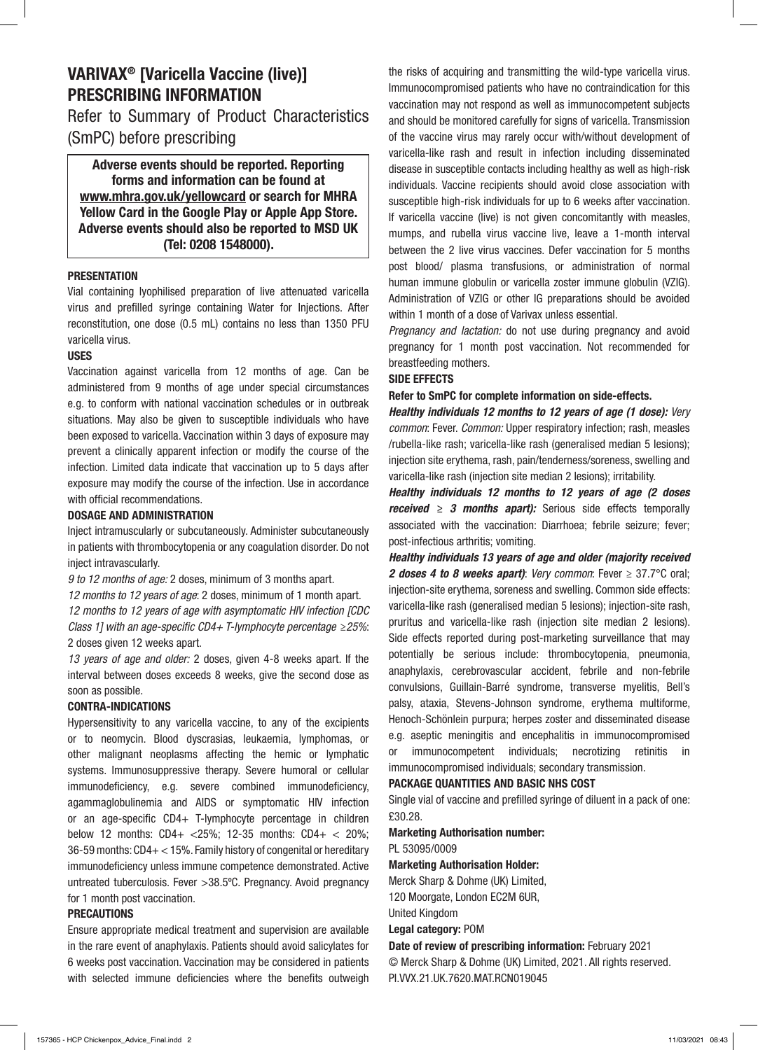# VARIVAX® [Varicella Vaccine (live)] PRESCRIBING INFORMATION

Refer to Summary of Product Characteristics (SmPC) before prescribing

**Adverse events should be reported. Reporting forms and information can be found at www.mhra.gov.uk/yellowcard or search for MHRA Yellow Card in the Google Play or Apple App Store. Adverse events should also be reported to MSD UK (Tel: 0208 1548000).**

**PRESENTATION**

Vial containing lyophilised preparation of live attenuated varicella virus and prefilled syringe containing Water for Injections. After reconstitution, one dose (0.5 mL) contains no less than 1350 PFU varicella virus.

**USES**

Vaccination against varicella from 12 months of age. Can be administered from 9 months of age under special circumstances e.g. to conform with national vaccination schedules or in outbreak situations. May also be given to susceptible individuals who have been exposed to varicella. Vaccination within 3 days of exposure may prevent a clinically apparent infection or modify the course of the infection. Limited data indicate that vaccination up to 5 days after exposure may modify the course of the infection. Use in accordance with official recommendations.

**DOSAGE AND ADMINISTRATION**

Inject intramuscularly or subcutaneously. Administer subcutaneously in patients with thrombocytopenia or any coagulation disorder. Do not inject intravascularly.

*9 to 12 months of age:* 2 doses, minimum of 3 months apart.

*12 months to 12 years of age*: 2 doses, minimum of 1 month apart.

*12 months to 12 years of age with asymptomatic HIV infection [CDC Class 1] with an age-specific CD4+ T-lymphocyte percentage ≥25%*: 2 doses given 12 weeks apart.

*13 years of age and older:* 2 doses, given 4-8 weeks apart. If the interval between doses exceeds 8 weeks, give the second dose as soon as possible.

**CONTRA-INDICATIONS**

Hypersensitivity to any varicella vaccine, to any of the excipients or to neomycin. Blood dyscrasias, leukaemia, lymphomas, or other malignant neoplasms affecting the hemic or lymphatic systems. Immunosuppressive therapy. Severe humoral or cellular immunodeficiency, e.g. severe combined immunodeficiency, agammaglobulinemia and AIDS or symptomatic HIV infection or an age-specific CD4+ T-lymphocyte percentage in children below 12 months: CD4+ <25%; 12-35 months: CD4+ < 20%; 36-59 months: CD4+ < 15%. Family history of congenital or hereditary immunodeficiency unless immune competence demonstrated. Active untreated tuberculosis. Fever >38.5ºC. Pregnancy. Avoid pregnancy for 1 month post vaccination.

**PRECAUTIONS**

Ensure appropriate medical treatment and supervision are available in the rare event of anaphylaxis. Patients should avoid salicylates for 6 weeks post vaccination. Vaccination may be considered in patients with selected immune deficiencies where the benefits outweigh the risks of acquiring and transmitting the wild-type varicella virus. Immunocompromised patients who have no contraindication for this vaccination may not respond as well as immunocompetent subjects and should be monitored carefully for signs of varicella. Transmission of the vaccine virus may rarely occur with/without development of varicella-like rash and result in infection including disseminated disease in susceptible contacts including healthy as well as high-risk individuals. Vaccine recipients should avoid close association with susceptible high-risk individuals for up to 6 weeks after vaccination. If varicella vaccine (live) is not given concomitantly with measles, mumps, and rubella virus vaccine live, leave a 1-month interval between the 2 live virus vaccines. Defer vaccination for 5 months post blood/ plasma transfusions, or administration of normal human immune globulin or varicella zoster immune globulin (VZIG). Administration of VZIG or other IG preparations should be avoided within 1 month of a dose of Varivax unless essential.

*Pregnancy and lactation:* do not use during pregnancy and avoid pregnancy for 1 month post vaccination. Not recommended for breastfeeding mothers.

**SIDE EFFECTS**

**Refer to SmPC for complete information on side-effects.**

***Healthy individuals 12 months to 12 years of age (1 dose):*** *Very common*: Fever. *Common:* Upper respiratory infection; rash, measles /rubella-like rash; varicella-like rash (generalised median 5 lesions); injection site erythema, rash, pain/tenderness/soreness, swelling and varicella-like rash (injection site median 2 lesions); irritability.

***Healthy individuals 12 months to 12 years of age (2 doses received ≥ 3 months apart):*** Serious side effects temporally associated with the vaccination: Diarrhoea; febrile seizure; fever; post-infectious arthritis; vomiting.

***Healthy individuals 13 years of age and older (majority received 2 doses 4 to 8 weeks apart)***: *Very common*: Fever ≥ 37.7°C oral; injection-site erythema, soreness and swelling. Common side effects: varicella-like rash (generalised median 5 lesions); injection-site rash, pruritus and varicella-like rash (injection site median 2 lesions). Side effects reported during post-marketing surveillance that may potentially be serious include: thrombocytopenia, pneumonia, anaphylaxis, cerebrovascular accident, febrile and non-febrile convulsions, Guillain-Barré syndrome, transverse myelitis, Bell's palsy, ataxia, Stevens-Johnson syndrome, erythema multiforme, Henoch-Schönlein purpura; herpes zoster and disseminated disease e.g. aseptic meningitis and encephalitis in immunocompromised or immunocompetent individuals; necrotizing retinitis in immunocompromised individuals; secondary transmission.

**PACKAGE QUANTITIES AND BASIC NHS COST**

Single vial of vaccine and prefilled syringe of diluent in a pack of one: £30.28.

**Marketing Authorisation number:**

PL 53095/0009

**Marketing Authorisation Holder:**

Merck Sharp & Dohme (UK) Limited,
120 Moorgate, London EC2M 6UR,
United Kingdom

**Legal category:** POM

**Date of review of prescribing information:** February 2021

© Merck Sharp & Dohme (UK) Limited, 2021. All rights reserved.

PI.VVX.21.UK.7620.MAT.RCN019045